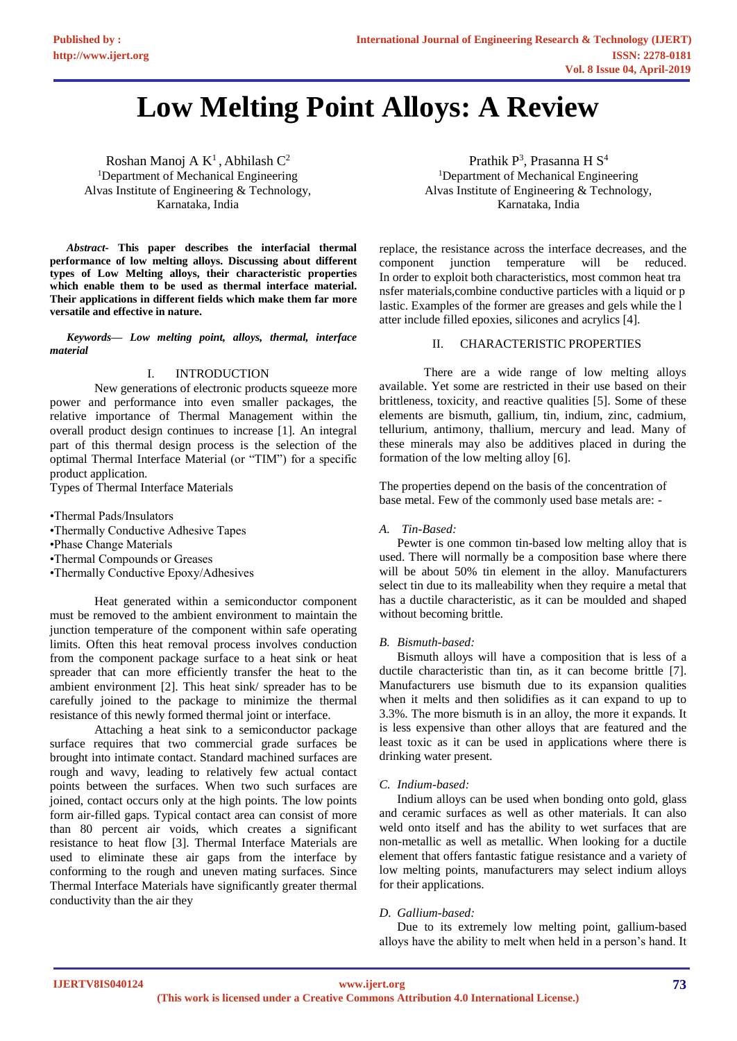# Low Melting Point Alloys: A Review

Roshan Manoj A K[1], Abhilash C[2]
[1]Department of Mechanical Engineering
Alvas Institute of Engineering & Technology,
Karnataka, India

Prathik P[3], Prasanna H S[4]
[1]Department of Mechanical Engineering
Alvas Institute of Engineering & Technology,
Karnataka, India

***Abstract-*** **This paper describes the interfacial thermal performance of low melting alloys. Discussing about different types of Low Melting alloys, their characteristic properties which enable them to be used as thermal interface material. Their applications in different fields which make them far more versatile and effective in nature.**

***Keywords— Low melting point, alloys, thermal, interface material***

## I. INTRODUCTION

New generations of electronic products squeeze more power and performance into even smaller packages, the relative importance of Thermal Management within the overall product design continues to increase [1]. An integral part of this thermal design process is the selection of the optimal Thermal Interface Material (or "TIM") for a specific product application.

Types of Thermal Interface Materials

- Thermal Pads/Insulators
- Thermally Conductive Adhesive Tapes
- Phase Change Materials
- Thermal Compounds or Greases
- Thermally Conductive Epoxy/Adhesives

Heat generated within a semiconductor component must be removed to the ambient environment to maintain the junction temperature of the component within safe operating limits. Often this heat removal process involves conduction from the component package surface to a heat sink or heat spreader that can more efficiently transfer the heat to the ambient environment [2]. This heat sink/ spreader has to be carefully joined to the package to minimize the thermal resistance of this newly formed thermal joint or interface.

Attaching a heat sink to a semiconductor package surface requires that two commercial grade surfaces be brought into intimate contact. Standard machined surfaces are rough and wavy, leading to relatively few actual contact points between the surfaces. When two such surfaces are joined, contact occurs only at the high points. The low points form air-filled gaps. Typical contact area can consist of more than 80 percent air voids, which creates a significant resistance to heat flow [3]. Thermal Interface Materials are used to eliminate these air gaps from the interface by conforming to the rough and uneven mating surfaces. Since Thermal Interface Materials have significantly greater thermal conductivity than the air they replace, the resistance across the interface decreases, and the component junction temperature will be reduced. In order to exploit both characteristics, most common heat tra nsfer materials,combine conductive particles with a liquid or p lastic. Examples of the former are greases and gels while the l atter include filled epoxies, silicones and acrylics [4].

## II. CHARACTERISTIC PROPERTIES

There are a wide range of low melting alloys available. Yet some are restricted in their use based on their brittleness, toxicity, and reactive qualities [5]. Some of these elements are bismuth, gallium, tin, indium, zinc, cadmium, tellurium, antimony, thallium, mercury and lead. Many of these minerals may also be additives placed in during the formation of the low melting alloy [6].

The properties depend on the basis of the concentration of base metal. Few of the commonly used base metals are: -

### *A. Tin-Based:*

Pewter is one common tin-based low melting alloy that is used. There will normally be a composition base where there will be about 50% tin element in the alloy. Manufacturers select tin due to its malleability when they require a metal that has a ductile characteristic, as it can be moulded and shaped without becoming brittle.

### *B. Bismuth-based:*

Bismuth alloys will have a composition that is less of a ductile characteristic than tin, as it can become brittle [7]. Manufacturers use bismuth due to its expansion qualities when it melts and then solidifies as it can expand to up to 3.3%. The more bismuth is in an alloy, the more it expands. It is less expensive than other alloys that are featured and the least toxic as it can be used in applications where there is drinking water present.

### *C. Indium-based:*

Indium alloys can be used when bonding onto gold, glass and ceramic surfaces as well as other materials. It can also weld onto itself and has the ability to wet surfaces that are non-metallic as well as metallic. When looking for a ductile element that offers fantastic fatigue resistance and a variety of low melting points, manufacturers may select indium alloys for their applications.

### *D. Gallium-based:*

Due to its extremely low melting point, gallium-based alloys have the ability to melt when held in a person's hand. It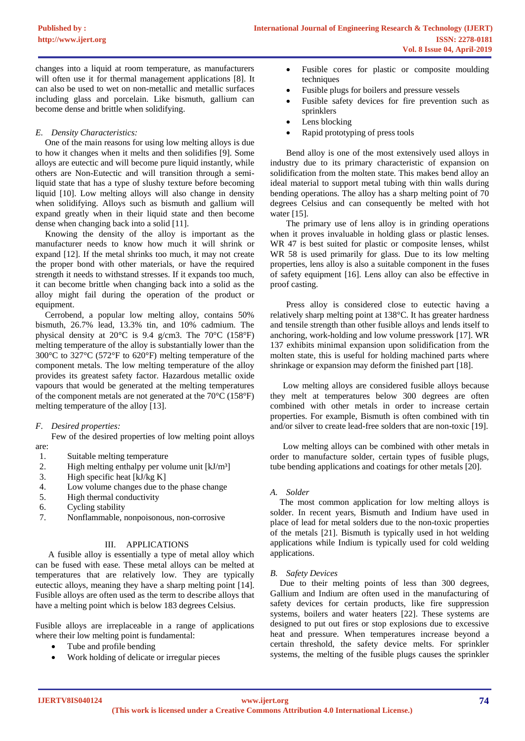changes into a liquid at room temperature, as manufacturers will often use it for thermal management applications [8]. It can also be used to wet on non-metallic and metallic surfaces including glass and porcelain. Like bismuth, gallium can become dense and brittle when solidifying.

### *E. Density Characteristics:*

One of the main reasons for using low melting alloys is due to how it changes when it melts and then solidifies [9]. Some alloys are eutectic and will become pure liquid instantly, while others are Non-Eutectic and will transition through a semi-liquid state that has a type of slushy texture before becoming liquid [10]. Low melting alloys will also change in density when solidifying. Alloys such as bismuth and gallium will expand greatly when in their liquid state and then become dense when changing back into a solid [11].

Knowing the density of the alloy is important as the manufacturer needs to know how much it will shrink or expand [12]. If the metal shrinks too much, it may not create the proper bond with other materials, or have the required strength it needs to withstand stresses. If it expands too much, it can become brittle when changing back into a solid as the alloy might fail during the operation of the product or equipment.

Cerrobend, a popular low melting alloy, contains 50% bismuth, 26.7% lead, 13.3% tin, and 10% cadmium. The physical density at 20°C is 9.4 g/cm3. The 70°C (158°F) melting temperature of the alloy is substantially lower than the 300°C to 327°C (572°F to 620°F) melting temperature of the component metals. The low melting temperature of the alloy provides its greatest safety factor. Hazardous metallic oxide vapours that would be generated at the melting temperatures of the component metals are not generated at the 70°C (158°F) melting temperature of the alloy [13].

### *F. Desired properties:*

Few of the desired properties of low melting point alloys are:

1. Suitable melting temperature
2. High melting enthalpy per volume unit [kJ/m³]
3. High specific heat [kJ/kg K]
4. Low volume changes due to the phase change
5. High thermal conductivity
6. Cycling stability
7. Nonflammable, nonpoisonous, non-corrosive

## III. APPLICATIONS

A fusible alloy is essentially a type of metal alloy which can be fused with ease. These metal alloys can be melted at temperatures that are relatively low. They are typically eutectic alloys, meaning they have a sharp melting point [14]. Fusible alloys are often used as the term to describe alloys that have a melting point which is below 183 degrees Celsius.

Fusible alloys are irreplaceable in a range of applications where their low melting point is fundamental:

- Tube and profile bending
- Work holding of delicate or irregular pieces
- Fusible cores for plastic or composite moulding techniques
- Fusible plugs for boilers and pressure vessels
- Fusible safety devices for fire prevention such as sprinklers
- Lens blocking
- Rapid prototyping of press tools

Bend alloy is one of the most extensively used alloys in industry due to its primary characteristic of expansion on solidification from the molten state. This makes bend alloy an ideal material to support metal tubing with thin walls during bending operations. The alloy has a sharp melting point of 70 degrees Celsius and can consequently be melted with hot water [15].

The primary use of lens alloy is in grinding operations when it proves invaluable in holding glass or plastic lenses. WR 47 is best suited for plastic or composite lenses, whilst WR 58 is used primarily for glass. Due to its low melting properties, lens alloy is also a suitable component in the fuses of safety equipment [16]. Lens alloy can also be effective in proof casting.

Press alloy is considered close to eutectic having a relatively sharp melting point at 138°C. It has greater hardness and tensile strength than other fusible alloys and lends itself to anchoring, work-holding and low volume presswork [17]. WR 137 exhibits minimal expansion upon solidification from the molten state, this is useful for holding machined parts where shrinkage or expansion may deform the finished part [18].

Low melting alloys are considered fusible alloys because they melt at temperatures below 300 degrees are often combined with other metals in order to increase certain properties. For example, Bismuth is often combined with tin and/or silver to create lead-free solders that are non-toxic [19].

Low melting alloys can be combined with other metals in order to manufacture solder, certain types of fusible plugs, tube bending applications and coatings for other metals [20].

### *A. Solder*

The most common application for low melting alloys is solder. In recent years, Bismuth and Indium have used in place of lead for metal solders due to the non-toxic properties of the metals [21]. Bismuth is typically used in hot welding applications while Indium is typically used for cold welding applications.

### *B. Safety Devices*

Due to their melting points of less than 300 degrees, Gallium and Indium are often used in the manufacturing of safety devices for certain products, like fire suppression systems, boilers and water heaters [22]. These systems are designed to put out fires or stop explosions due to excessive heat and pressure. When temperatures increase beyond a certain threshold, the safety device melts. For sprinkler systems, the melting of the fusible plugs causes the sprinkler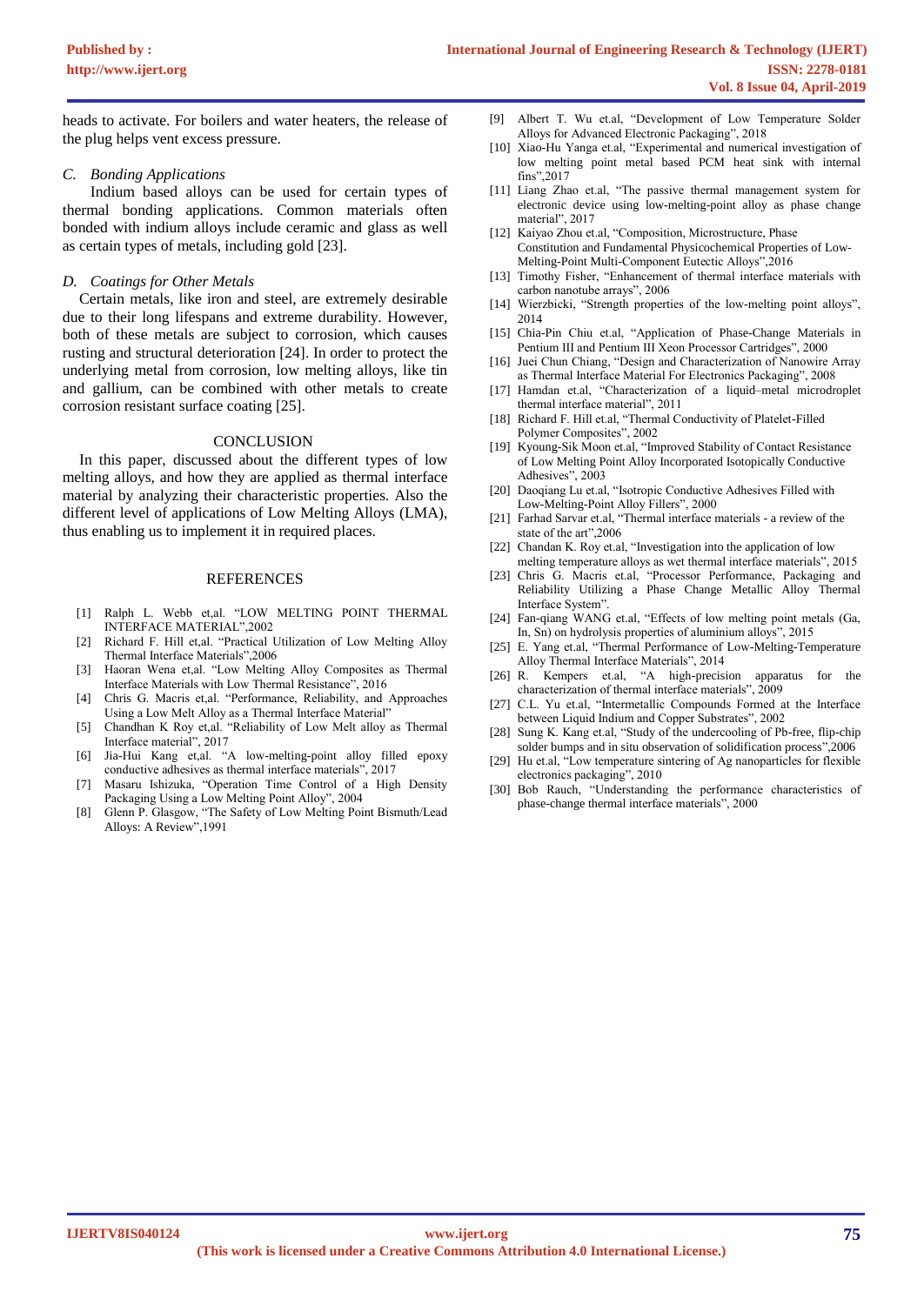heads to activate. For boilers and water heaters, the release of the plug helps vent excess pressure.

### *C. Bonding Applications*

Indium based alloys can be used for certain types of thermal bonding applications. Common materials often bonded with indium alloys include ceramic and glass as well as certain types of metals, including gold [23].

### *D. Coatings for Other Metals*

Certain metals, like iron and steel, are extremely desirable due to their long lifespans and extreme durability. However, both of these metals are subject to corrosion, which causes rusting and structural deterioration [24]. In order to protect the underlying metal from corrosion, low melting alloys, like tin and gallium, can be combined with other metals to create corrosion resistant surface coating [25].

## CONCLUSION

In this paper, discussed about the different types of low melting alloys, and how they are applied as thermal interface material by analyzing their characteristic properties. Also the different level of applications of Low Melting Alloys (LMA), thus enabling us to implement it in required places.

## REFERENCES

[1] Ralph L. Webb et,al. "LOW MELTING POINT THERMAL INTERFACE MATERIAL",2002
[2] Richard F. Hill et,al. "Practical Utilization of Low Melting Alloy Thermal Interface Materials",2006
[3] Haoran Wena et,al. "Low Melting Alloy Composites as Thermal Interface Materials with Low Thermal Resistance", 2016
[4] Chris G. Macris et,al. "Performance, Reliability, and Approaches Using a Low Melt Alloy as a Thermal Interface Material"
[5] Chandhan K Roy et,al. "Reliability of Low Melt alloy as Thermal Interface material", 2017
[6] Jia-Hui Kang et,al. "A low-melting-point alloy filled epoxy conductive adhesives as thermal interface materials", 2017
[7] Masaru Ishizuka, "Operation Time Control of a High Density Packaging Using a Low Melting Point Alloy", 2004
[8] Glenn P. Glasgow, "The Safety of Low Melting Point Bismuth/Lead Alloys: A Review",1991
[9] Albert T. Wu et.al, "Development of Low Temperature Solder Alloys for Advanced Electronic Packaging", 2018
[10] Xiao-Hu Yanga et.al, "Experimental and numerical investigation of low melting point metal based PCM heat sink with internal fins",2017
[11] Liang Zhao et.al, "The passive thermal management system for electronic device using low-melting-point alloy as phase change material", 2017
[12] Kaiyao Zhou et.al, "Composition, Microstructure, Phase Constitution and Fundamental Physicochemical Properties of Low-Melting-Point Multi-Component Eutectic Alloys",2016
[13] Timothy Fisher, "Enhancement of thermal interface materials with carbon nanotube arrays", 2006
[14] Wierzbicki, "Strength properties of the low-melting point alloys", 2014
[15] Chia-Pin Chiu et.al, "Application of Phase-Change Materials in Pentium III and Pentium III Xeon Processor Cartridges", 2000
[16] Juei Chun Chiang, "Design and Characterization of Nanowire Array as Thermal Interface Material For Electronics Packaging", 2008
[17] Hamdan et.al, "Characterization of a liquid–metal microdroplet thermal interface material", 2011
[18] Richard F. Hill et.al, "Thermal Conductivity of Platelet-Filled Polymer Composites", 2002
[19] Kyoung-Sik Moon et.al, "Improved Stability of Contact Resistance of Low Melting Point Alloy Incorporated Isotopically Conductive Adhesives", 2003
[20] Daoqiang Lu et.al, "Isotropic Conductive Adhesives Filled with Low-Melting-Point Alloy Fillers", 2000
[21] Farhad Sarvar et.al, "Thermal interface materials - a review of the state of the art",2006
[22] Chandan K. Roy et.al, "Investigation into the application of low melting temperature alloys as wet thermal interface materials", 2015
[23] Chris G. Macris et.al, "Processor Performance, Packaging and Reliability Utilizing a Phase Change Metallic Alloy Thermal Interface System".
[24] Fan-qiang WANG et.al, "Effects of low melting point metals (Ga, In, Sn) on hydrolysis properties of aluminium alloys", 2015
[25] E. Yang et.al, "Thermal Performance of Low-Melting-Temperature Alloy Thermal Interface Materials", 2014
[26] R. Kempers et.al, "A high-precision apparatus for the characterization of thermal interface materials", 2009
[27] C.L. Yu et.al, "Intermetallic Compounds Formed at the Interface between Liquid Indium and Copper Substrates", 2002
[28] Sung K. Kang et.al, "Study of the undercooling of Pb-free, flip-chip solder bumps and in situ observation of solidification process",2006
[29] Hu et.al, "Low temperature sintering of Ag nanoparticles for flexible electronics packaging", 2010
[30] Bob Rauch, "Understanding the performance characteristics of phase-change thermal interface materials", 2000